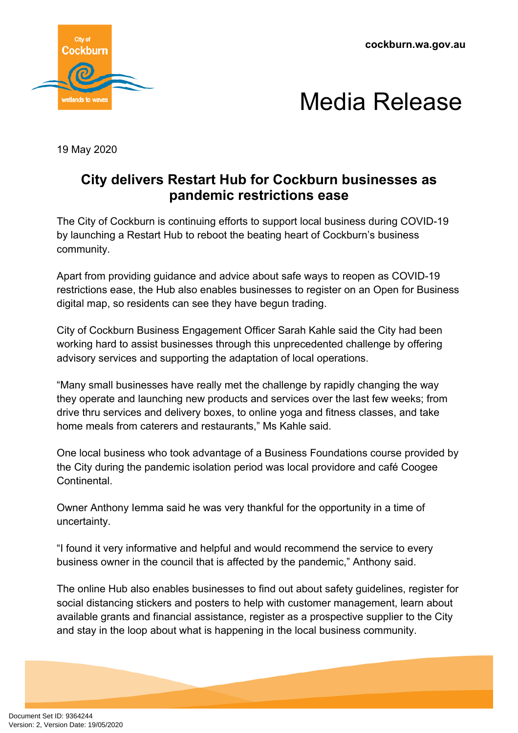cockburn.wa.gov.au

# Media Release

19 May 2020

## City delivers Restart Hub for Cockburn businesses as pandemic restrictions ease

The City of Cockburn is continuing efforts to support local business during COVID-19 by launching a Restart Hub to reboot the beating heart of Cockburn's business community.

Apart from providing guidance and advice about safe ways to reopen as COVID-19 restrictions ease, the Hub also enables businesses to register on an Open for Business digital map, so residents can see they have begun trading.

City of Cockburn Business Engagement Officer Sarah Kahle said the City had been working hard to assist businesses through this unprecedented challenge by offering advisory services and supporting the adaptation of local operations.

"Many small businesses have really met the challenge by rapidly changing the way they operate and launching new products and services over the last few weeks; from drive thru services and delivery boxes, to online yoga and fitness classes, and take home meals from caterers and restaurants," Ms Kahle said.

One local business who took advantage of a Business Foundations course provided by the City during the pandemic isolation period was local providore and café Coogee Continental.

Owner Anthony Iemma said he was very thankful for the opportunity in a time of uncertainty.

"I found it very informative and helpful and would recommend the service to every business owner in the council that is affected by the pandemic," Anthony said.

The online Hub also enables businesses to find out about safety guidelines, register for social distancing stickers and posters to help with customer management, learn about available grants and financial assistance, register as a prospective supplier to the City and stay in the loop about what is happening in the local business community.

Document Set ID: 9364244
Version: 2, Version Date: 19/05/2020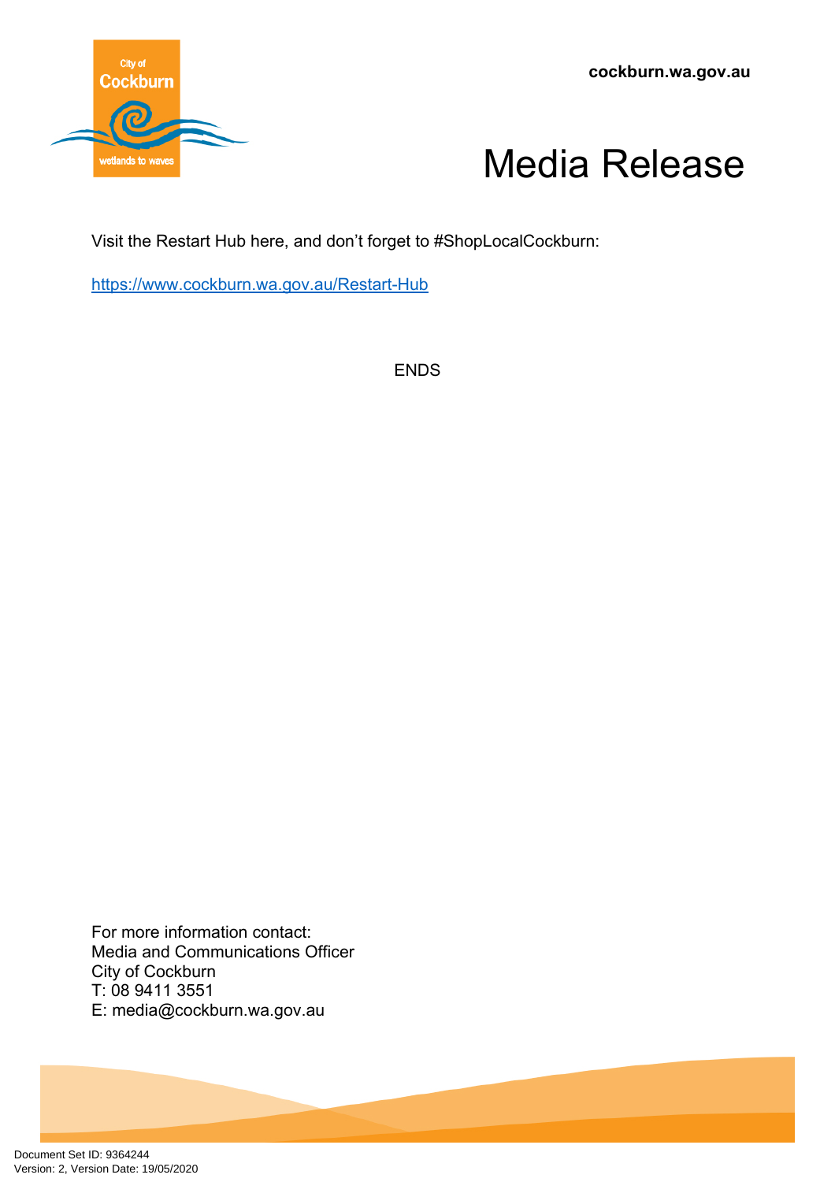Visit the Restart Hub here, and don't forget to #ShopLocalCockburn:

https://www.cockburn.wa.gov.au/Restart-Hub

ENDS

For more information contact:
Media and Communications Officer
City of Cockburn
T: 08 9411 3551
E: media@cockburn.wa.gov.au